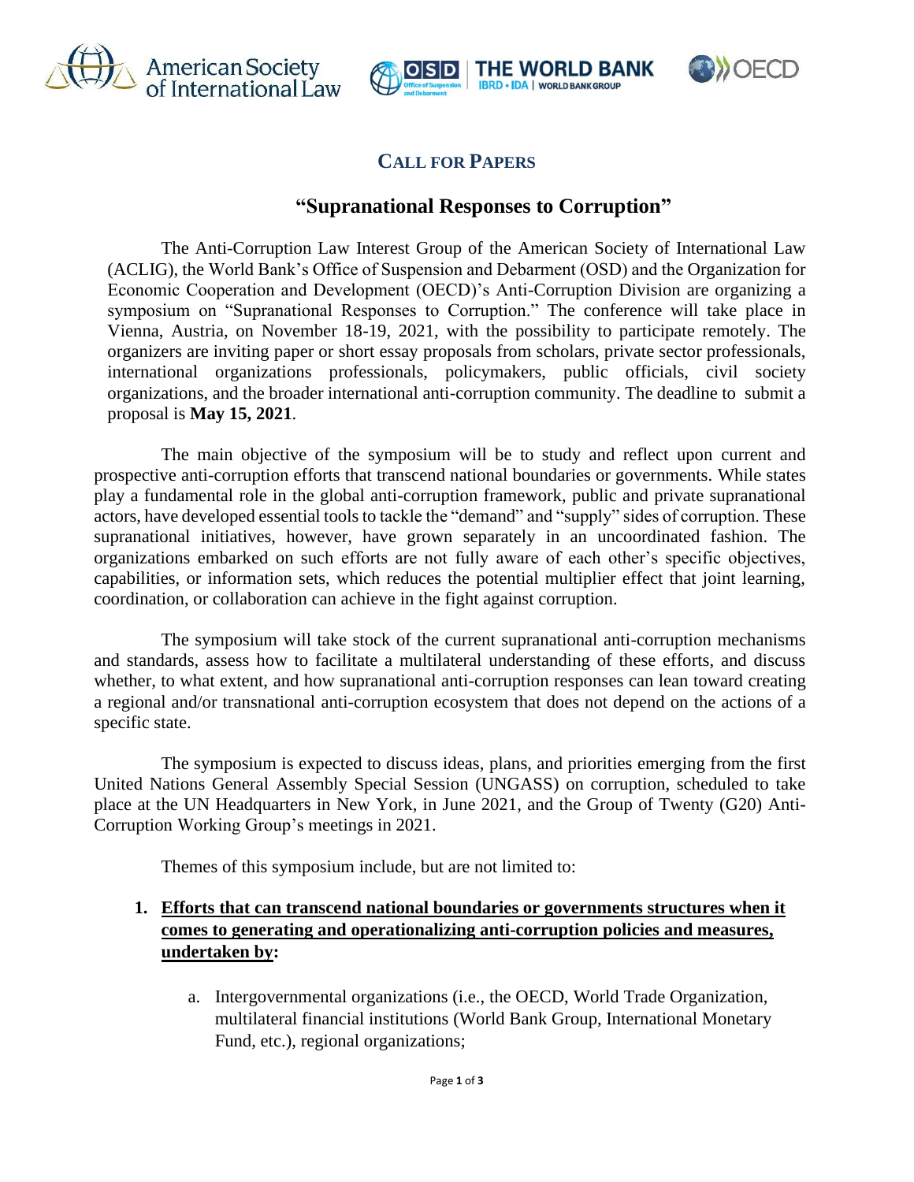## CALL FOR PAPERS

## "Supranational Responses to Corruption"

The Anti-Corruption Law Interest Group of the American Society of International Law (ACLIG), the World Bank's Office of Suspension and Debarment (OSD) and the Organization for Economic Cooperation and Development (OECD)'s Anti-Corruption Division are organizing a symposium on "Supranational Responses to Corruption." The conference will take place in Vienna, Austria, on November 18-19, 2021, with the possibility to participate remotely. The organizers are inviting paper or short essay proposals from scholars, private sector professionals, international organizations professionals, policymakers, public officials, civil society organizations, and the broader international anti-corruption community. The deadline to submit a proposal is **May 15, 2021**.

The main objective of the symposium will be to study and reflect upon current and prospective anti-corruption efforts that transcend national boundaries or governments. While states play a fundamental role in the global anti-corruption framework, public and private supranational actors, have developed essential tools to tackle the "demand" and "supply" sides of corruption. These supranational initiatives, however, have grown separately in an uncoordinated fashion. The organizations embarked on such efforts are not fully aware of each other's specific objectives, capabilities, or information sets, which reduces the potential multiplier effect that joint learning, coordination, or collaboration can achieve in the fight against corruption.

The symposium will take stock of the current supranational anti-corruption mechanisms and standards, assess how to facilitate a multilateral understanding of these efforts, and discuss whether, to what extent, and how supranational anti-corruption responses can lean toward creating a regional and/or transnational anti-corruption ecosystem that does not depend on the actions of a specific state.

The symposium is expected to discuss ideas, plans, and priorities emerging from the first United Nations General Assembly Special Session (UNGASS) on corruption, scheduled to take place at the UN Headquarters in New York, in June 2021, and the Group of Twenty (G20) Anti-Corruption Working Group's meetings in 2021.

Themes of this symposium include, but are not limited to:

1. **Efforts that can transcend national boundaries or governments structures when it comes to generating and operationalizing anti-corruption policies and measures, undertaken by:**

   a. Intergovernmental organizations (i.e., the OECD, World Trade Organization, multilateral financial institutions (World Bank Group, International Monetary Fund, etc.), regional organizations;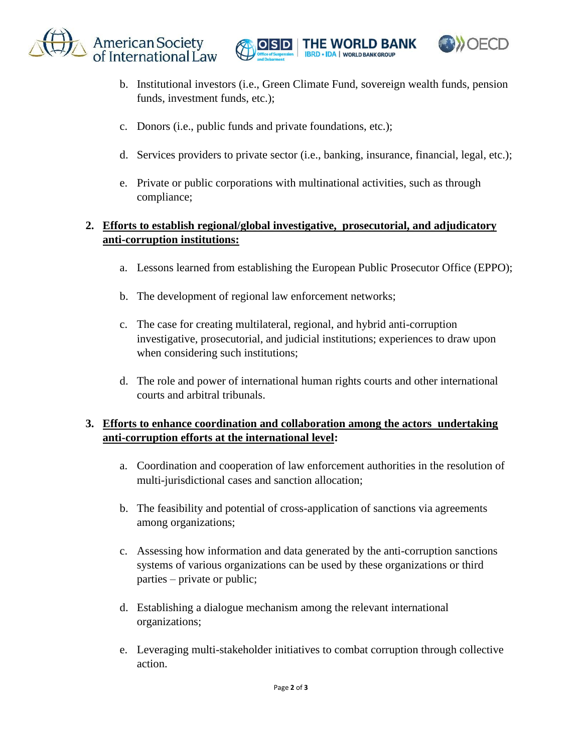b. Institutional investors (i.e., Green Climate Fund, sovereign wealth funds, pension funds, investment funds, etc.);

c. Donors (i.e., public funds and private foundations, etc.);

d. Services providers to private sector (i.e., banking, insurance, financial, legal, etc.);

e. Private or public corporations with multinational activities, such as through compliance;

2. **Efforts to establish regional/global investigative, prosecutorial, and adjudicatory anti-corruption institutions:**

    a. Lessons learned from establishing the European Public Prosecutor Office (EPPO);

    b. The development of regional law enforcement networks;

    c. The case for creating multilateral, regional, and hybrid anti-corruption investigative, prosecutorial, and judicial institutions; experiences to draw upon when considering such institutions;

    d. The role and power of international human rights courts and other international courts and arbitral tribunals.

3. **Efforts to enhance coordination and collaboration among the actors undertaking anti-corruption efforts at the international level:**

    a. Coordination and cooperation of law enforcement authorities in the resolution of multi-jurisdictional cases and sanction allocation;

    b. The feasibility and potential of cross-application of sanctions via agreements among organizations;

    c. Assessing how information and data generated by the anti-corruption sanctions systems of various organizations can be used by these organizations or third parties – private or public;

    d. Establishing a dialogue mechanism among the relevant international organizations;

    e. Leveraging multi-stakeholder initiatives to combat corruption through collective action.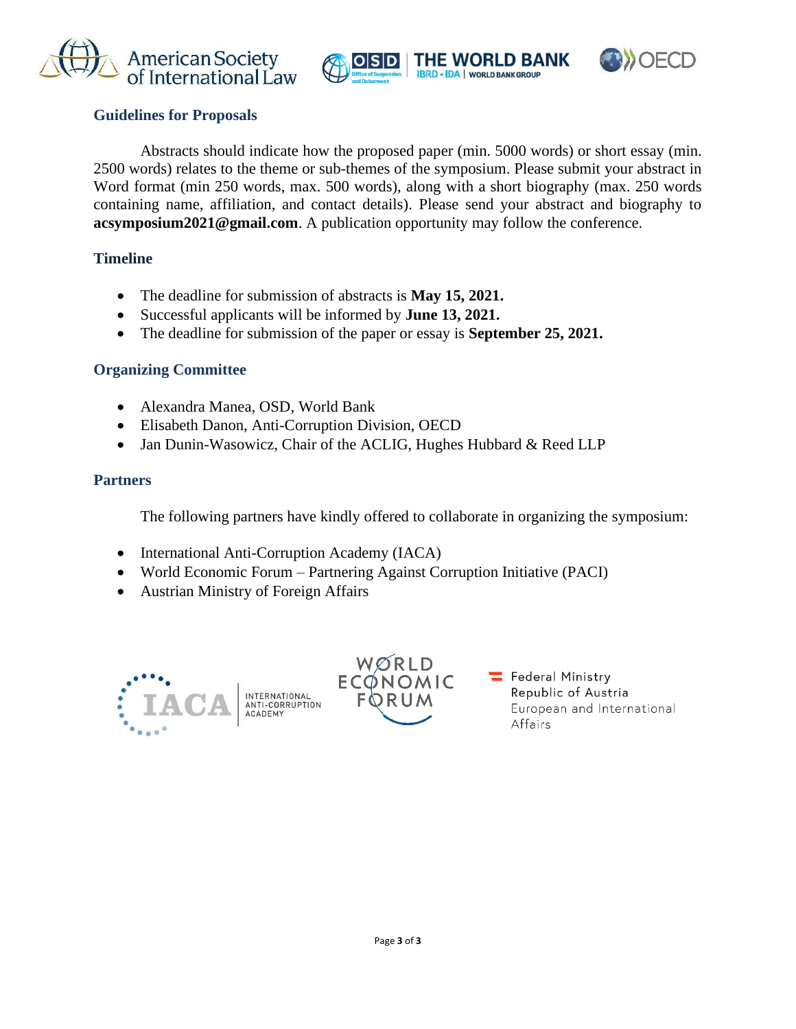## Guidelines for Proposals

Abstracts should indicate how the proposed paper (min. 5000 words) or short essay (min. 2500 words) relates to the theme or sub-themes of the symposium. Please submit your abstract in Word format (min 250 words, max. 500 words), along with a short biography (max. 250 words containing name, affiliation, and contact details). Please send your abstract and biography to **acsymposium2021@gmail.com**. A publication opportunity may follow the conference.

## Timeline

- The deadline for submission of abstracts is **May 15, 2021.**
- Successful applicants will be informed by **June 13, 2021.**
- The deadline for submission of the paper or essay is **September 25, 2021.**

## Organizing Committee

- Alexandra Manea, OSD, World Bank
- Elisabeth Danon, Anti-Corruption Division, OECD
- Jan Dunin-Wasowicz, Chair of the ACLIG, Hughes Hubbard & Reed LLP

## Partners

The following partners have kindly offered to collaborate in organizing the symposium:

- International Anti-Corruption Academy (IACA)
- World Economic Forum – Partnering Against Corruption Initiative (PACI)
- Austrian Ministry of Foreign Affairs